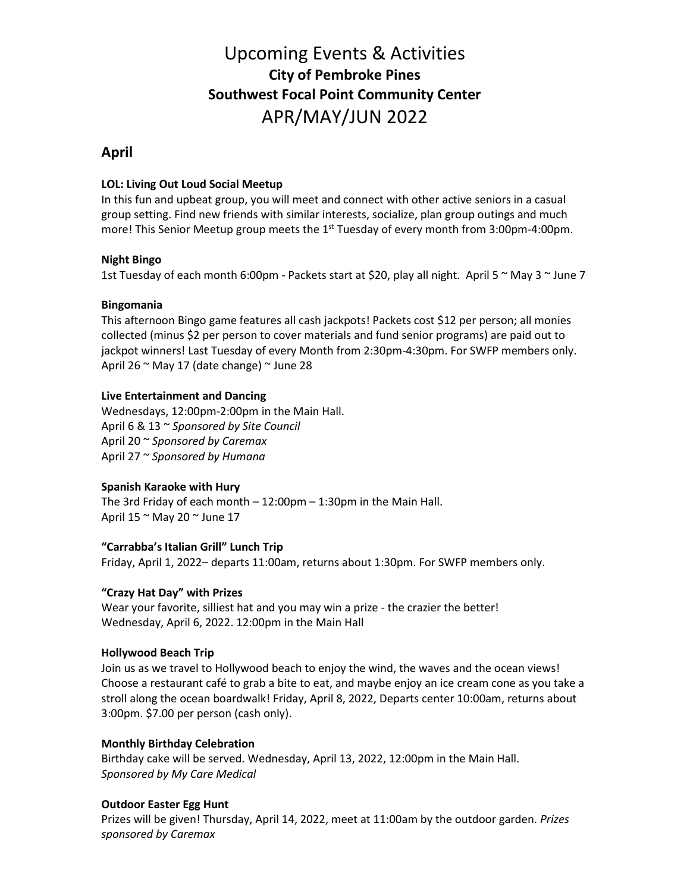# Upcoming Events & Activities

## City of Pembroke Pines

## Southwest Focal Point Community Center

# APR/MAY/JUN 2022

## April

**LOL: Living Out Loud Social Meetup**
In this fun and upbeat group, you will meet and connect with other active seniors in a casual group setting. Find new friends with similar interests, socialize, plan group outings and much more! This Senior Meetup group meets the 1st Tuesday of every month from 3:00pm-4:00pm.

**Night Bingo**
1st Tuesday of each month 6:00pm - Packets start at $20, play all night. April 5 ~ May 3 ~ June 7

**Bingomania**
This afternoon Bingo game features all cash jackpots! Packets cost $12 per person; all monies collected (minus $2 per person to cover materials and fund senior programs) are paid out to jackpot winners! Last Tuesday of every Month from 2:30pm-4:30pm. For SWFP members only.
April 26 ~ May 17 (date change) ~ June 28

**Live Entertainment and Dancing**
Wednesdays, 12:00pm-2:00pm in the Main Hall.
April 6 & 13 ~ *Sponsored by Site Council*
April 20 ~ *Sponsored by Caremax*
April 27 ~ *Sponsored by Humana*

**Spanish Karaoke with Hury**
The 3rd Friday of each month – 12:00pm – 1:30pm in the Main Hall.
April 15 ~ May 20 ~ June 17

**"Carrabba's Italian Grill" Lunch Trip**
Friday, April 1, 2022– departs 11:00am, returns about 1:30pm. For SWFP members only.

**"Crazy Hat Day" with Prizes**
Wear your favorite, silliest hat and you may win a prize - the crazier the better!
Wednesday, April 6, 2022. 12:00pm in the Main Hall

**Hollywood Beach Trip**
Join us as we travel to Hollywood beach to enjoy the wind, the waves and the ocean views! Choose a restaurant café to grab a bite to eat, and maybe enjoy an ice cream cone as you take a stroll along the ocean boardwalk! Friday, April 8, 2022, Departs center 10:00am, returns about 3:00pm. $7.00 per person (cash only).

**Monthly Birthday Celebration**
Birthday cake will be served. Wednesday, April 13, 2022, 12:00pm in the Main Hall.
*Sponsored by My Care Medical*

**Outdoor Easter Egg Hunt**
Prizes will be given! Thursday, April 14, 2022, meet at 11:00am by the outdoor garden. *Prizes sponsored by Caremax*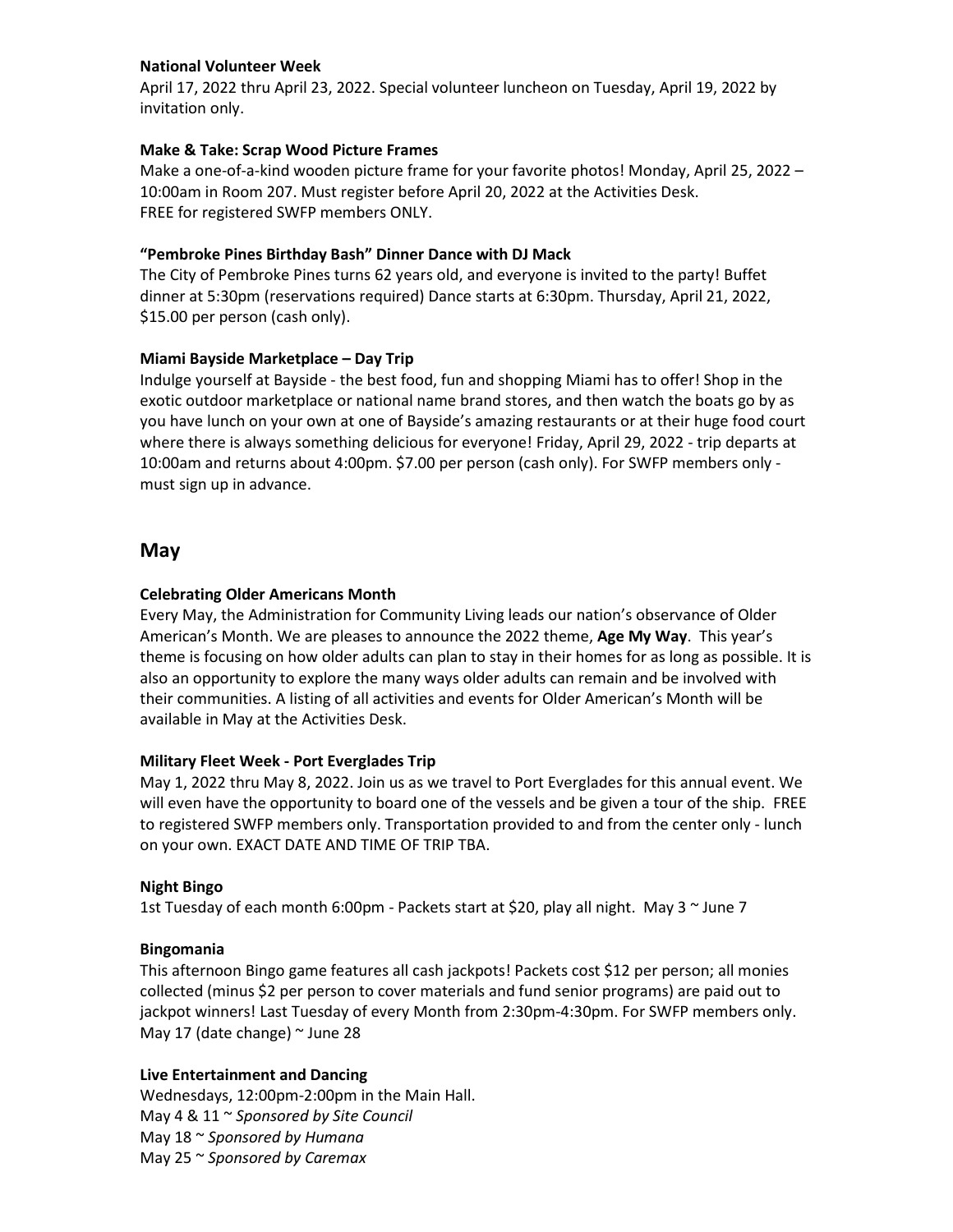**National Volunteer Week**
April 17, 2022 thru April 23, 2022. Special volunteer luncheon on Tuesday, April 19, 2022 by invitation only.

**Make & Take: Scrap Wood Picture Frames**
Make a one-of-a-kind wooden picture frame for your favorite photos! Monday, April 25, 2022 – 10:00am in Room 207. Must register before April 20, 2022 at the Activities Desk.
FREE for registered SWFP members ONLY.

**"Pembroke Pines Birthday Bash" Dinner Dance with DJ Mack**
The City of Pembroke Pines turns 62 years old, and everyone is invited to the party! Buffet dinner at 5:30pm (reservations required) Dance starts at 6:30pm. Thursday, April 21, 2022, $15.00 per person (cash only).

**Miami Bayside Marketplace – Day Trip**
Indulge yourself at Bayside - the best food, fun and shopping Miami has to offer! Shop in the exotic outdoor marketplace or national name brand stores, and then watch the boats go by as you have lunch on your own at one of Bayside's amazing restaurants or at their huge food court where there is always something delicious for everyone! Friday, April 29, 2022 - trip departs at 10:00am and returns about 4:00pm. $7.00 per person (cash only). For SWFP members only - must sign up in advance.

## May

**Celebrating Older Americans Month**
Every May, the Administration for Community Living leads our nation's observance of Older American's Month. We are pleases to announce the 2022 theme, **Age My Way**. This year's theme is focusing on how older adults can plan to stay in their homes for as long as possible. It is also an opportunity to explore the many ways older adults can remain and be involved with their communities. A listing of all activities and events for Older American's Month will be available in May at the Activities Desk.

**Military Fleet Week - Port Everglades Trip**
May 1, 2022 thru May 8, 2022. Join us as we travel to Port Everglades for this annual event. We will even have the opportunity to board one of the vessels and be given a tour of the ship. FREE to registered SWFP members only. Transportation provided to and from the center only - lunch on your own. EXACT DATE AND TIME OF TRIP TBA.

**Night Bingo**
1st Tuesday of each month 6:00pm - Packets start at $20, play all night. May 3 ~ June 7

**Bingomania**
This afternoon Bingo game features all cash jackpots! Packets cost $12 per person; all monies collected (minus $2 per person to cover materials and fund senior programs) are paid out to jackpot winners! Last Tuesday of every Month from 2:30pm-4:30pm. For SWFP members only. May 17 (date change) ~ June 28

**Live Entertainment and Dancing**
Wednesdays, 12:00pm-2:00pm in the Main Hall.
May 4 & 11 ~ *Sponsored by Site Council*
May 18 ~ *Sponsored by Humana*
May 25 ~ *Sponsored by Caremax*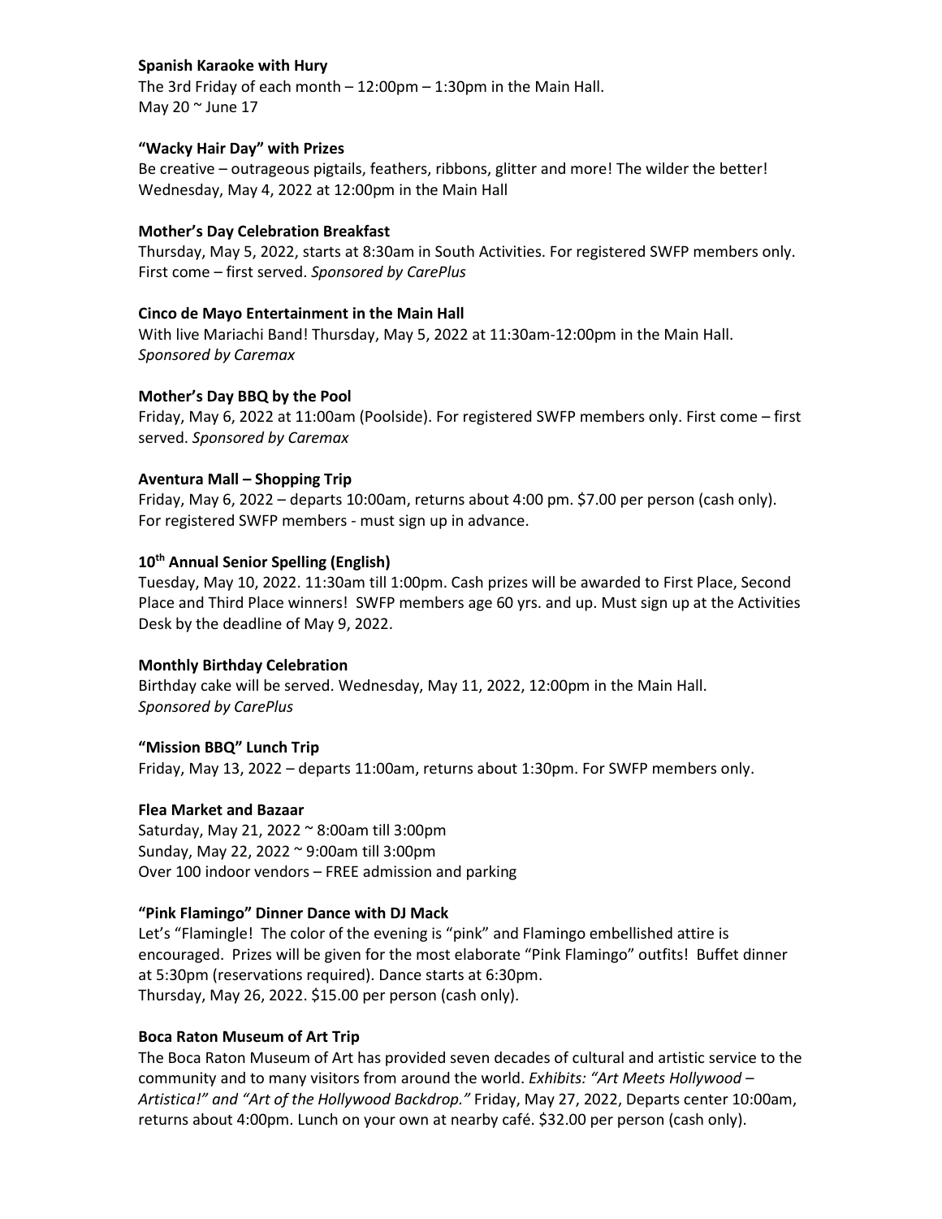**Spanish Karaoke with Hury**

The 3rd Friday of each month – 12:00pm – 1:30pm in the Main Hall.
May 20 ~ June 17

**"Wacky Hair Day" with Prizes**

Be creative – outrageous pigtails, feathers, ribbons, glitter and more! The wilder the better!
Wednesday, May 4, 2022 at 12:00pm in the Main Hall

**Mother's Day Celebration Breakfast**

Thursday, May 5, 2022, starts at 8:30am in South Activities. For registered SWFP members only. First come – first served. *Sponsored by CarePlus*

**Cinco de Mayo Entertainment in the Main Hall**

With live Mariachi Band! Thursday, May 5, 2022 at 11:30am-12:00pm in the Main Hall.
*Sponsored by Caremax*

**Mother's Day BBQ by the Pool**

Friday, May 6, 2022 at 11:00am (Poolside). For registered SWFP members only. First come – first served. *Sponsored by Caremax*

**Aventura Mall – Shopping Trip**

Friday, May 6, 2022 – departs 10:00am, returns about 4:00 pm. $7.00 per person (cash only). For registered SWFP members - must sign up in advance.

**10th Annual Senior Spelling (English)**

Tuesday, May 10, 2022. 11:30am till 1:00pm. Cash prizes will be awarded to First Place, Second Place and Third Place winners! SWFP members age 60 yrs. and up. Must sign up at the Activities Desk by the deadline of May 9, 2022.

**Monthly Birthday Celebration**

Birthday cake will be served. Wednesday, May 11, 2022, 12:00pm in the Main Hall.
*Sponsored by CarePlus*

**"Mission BBQ" Lunch Trip**

Friday, May 13, 2022 – departs 11:00am, returns about 1:30pm. For SWFP members only.

**Flea Market and Bazaar**

Saturday, May 21, 2022 ~ 8:00am till 3:00pm
Sunday, May 22, 2022 ~ 9:00am till 3:00pm
Over 100 indoor vendors – FREE admission and parking

**"Pink Flamingo" Dinner Dance with DJ Mack**

Let's "Flamingle! The color of the evening is "pink" and Flamingo embellished attire is encouraged. Prizes will be given for the most elaborate "Pink Flamingo" outfits! Buffet dinner at 5:30pm (reservations required). Dance starts at 6:30pm.
Thursday, May 26, 2022. $15.00 per person (cash only).

**Boca Raton Museum of Art Trip**

The Boca Raton Museum of Art has provided seven decades of cultural and artistic service to the community and to many visitors from around the world. *Exhibits: "Art Meets Hollywood – Artistica!" and "Art of the Hollywood Backdrop."* Friday, May 27, 2022, Departs center 10:00am, returns about 4:00pm. Lunch on your own at nearby café. $32.00 per person (cash only).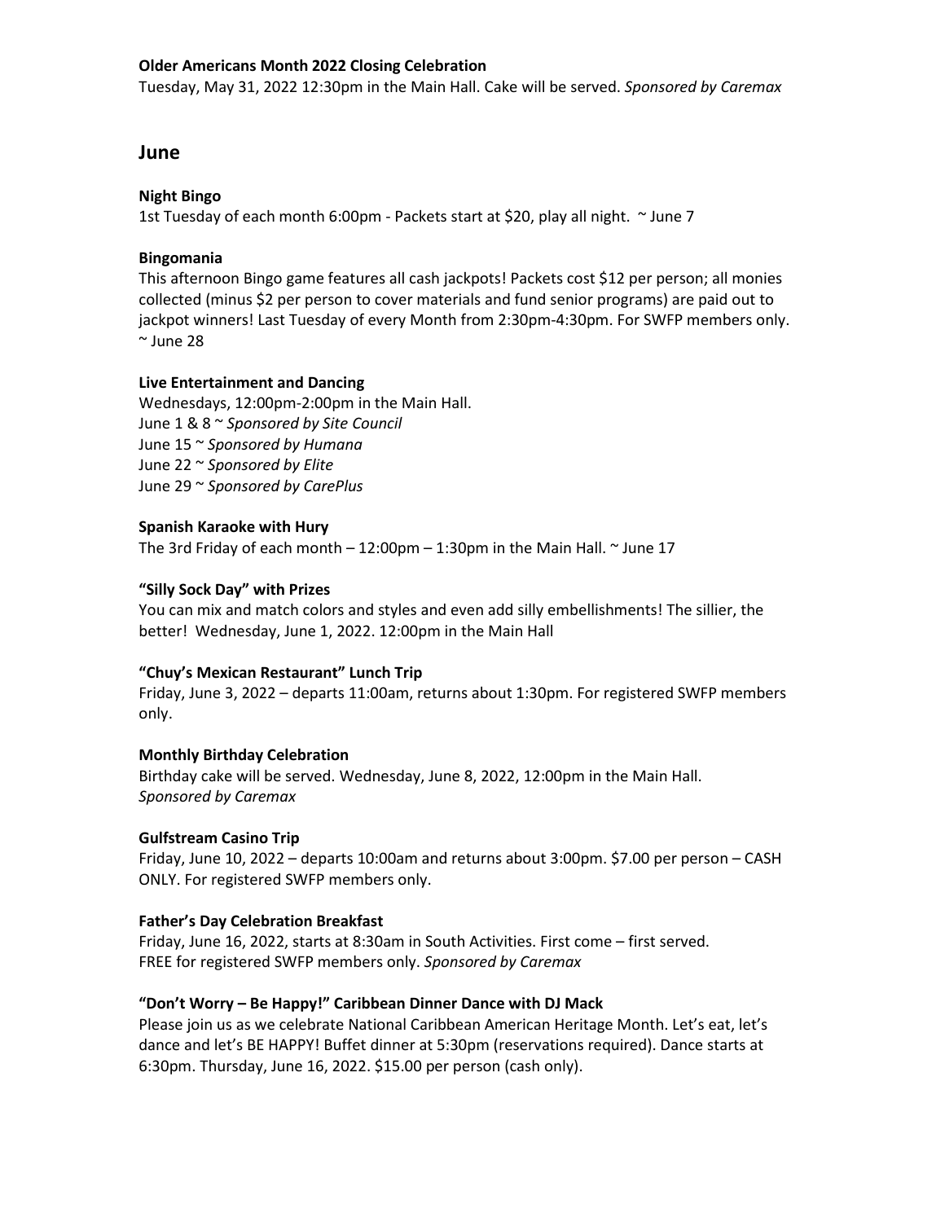**Older Americans Month 2022 Closing Celebration**
Tuesday, May 31, 2022 12:30pm in the Main Hall. Cake will be served. *Sponsored by Caremax*

## June

**Night Bingo**
1st Tuesday of each month 6:00pm - Packets start at $20, play all night. ~ June 7

**Bingomania**
This afternoon Bingo game features all cash jackpots! Packets cost $12 per person; all monies collected (minus $2 per person to cover materials and fund senior programs) are paid out to jackpot winners! Last Tuesday of every Month from 2:30pm-4:30pm. For SWFP members only. ~ June 28

**Live Entertainment and Dancing**
Wednesdays, 12:00pm-2:00pm in the Main Hall.
June 1 & 8 ~ *Sponsored by Site Council*
June 15 ~ *Sponsored by Humana*
June 22 ~ *Sponsored by Elite*
June 29 ~ *Sponsored by CarePlus*

**Spanish Karaoke with Hury**
The 3rd Friday of each month – 12:00pm – 1:30pm in the Main Hall. ~ June 17

**"Silly Sock Day" with Prizes**
You can mix and match colors and styles and even add silly embellishments! The sillier, the better! Wednesday, June 1, 2022. 12:00pm in the Main Hall

**"Chuy's Mexican Restaurant" Lunch Trip**
Friday, June 3, 2022 – departs 11:00am, returns about 1:30pm. For registered SWFP members only.

**Monthly Birthday Celebration**
Birthday cake will be served. Wednesday, June 8, 2022, 12:00pm in the Main Hall.
*Sponsored by Caremax*

**Gulfstream Casino Trip**
Friday, June 10, 2022 – departs 10:00am and returns about 3:00pm. $7.00 per person – CASH ONLY. For registered SWFP members only.

**Father's Day Celebration Breakfast**
Friday, June 16, 2022, starts at 8:30am in South Activities. First come – first served.
FREE for registered SWFP members only. *Sponsored by Caremax*

**"Don't Worry – Be Happy!" Caribbean Dinner Dance with DJ Mack**
Please join us as we celebrate National Caribbean American Heritage Month. Let's eat, let's dance and let's BE HAPPY! Buffet dinner at 5:30pm (reservations required). Dance starts at 6:30pm. Thursday, June 16, 2022. $15.00 per person (cash only).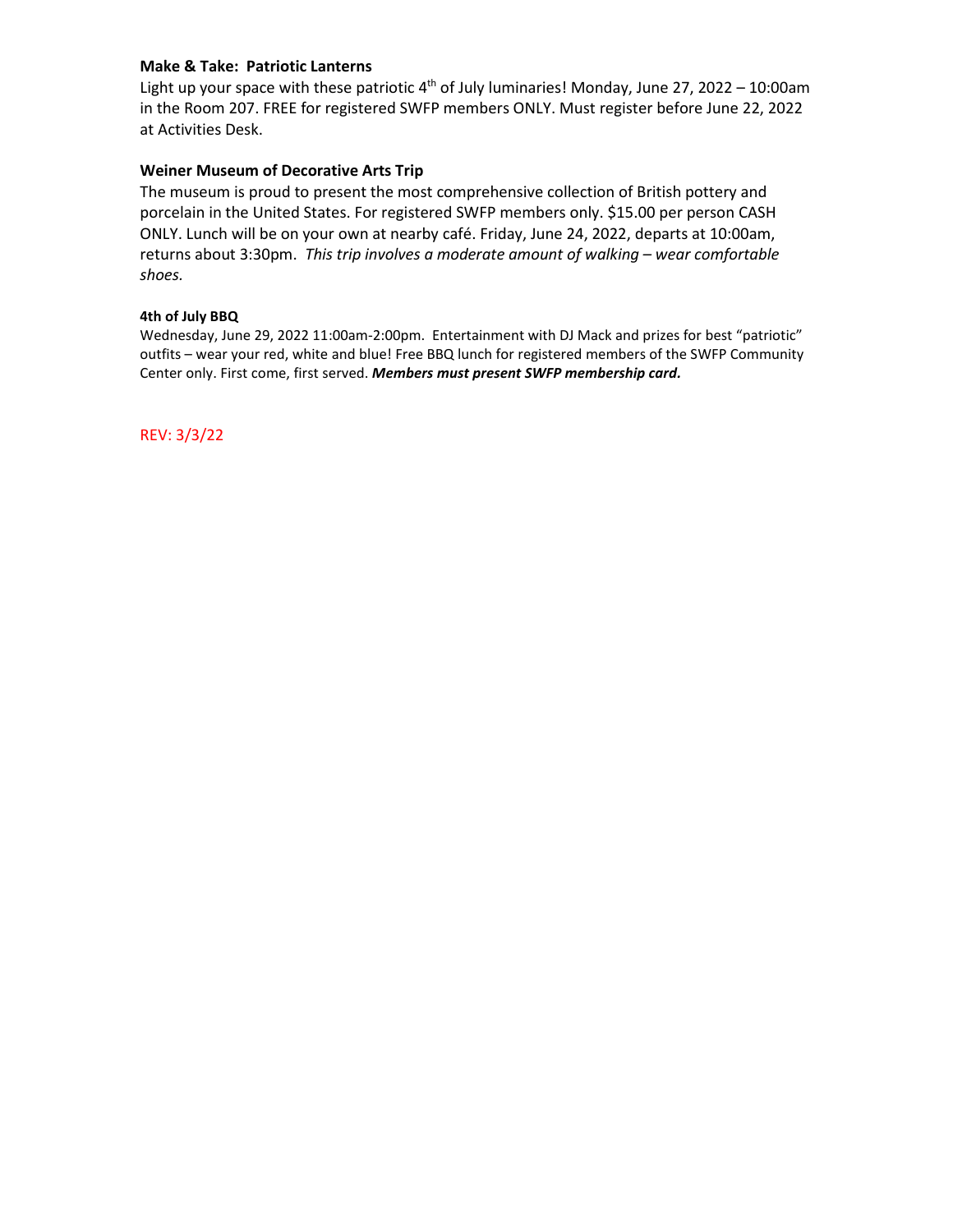### Make & Take: Patriotic Lanterns

Light up your space with these patriotic 4th of July luminaries! Monday, June 27, 2022 – 10:00am in the Room 207. FREE for registered SWFP members ONLY. Must register before June 22, 2022 at Activities Desk.

### Weiner Museum of Decorative Arts Trip

The museum is proud to present the most comprehensive collection of British pottery and porcelain in the United States. For registered SWFP members only. $15.00 per person CASH ONLY. Lunch will be on your own at nearby café. Friday, June 24, 2022, departs at 10:00am, returns about 3:30pm. *This trip involves a moderate amount of walking – wear comfortable shoes.*

#### 4th of July BBQ

Wednesday, June 29, 2022 11:00am-2:00pm. Entertainment with DJ Mack and prizes for best "patriotic" outfits – wear your red, white and blue! Free BBQ lunch for registered members of the SWFP Community Center only. First come, first served. ***Members must present SWFP membership card.***

REV: 3/3/22